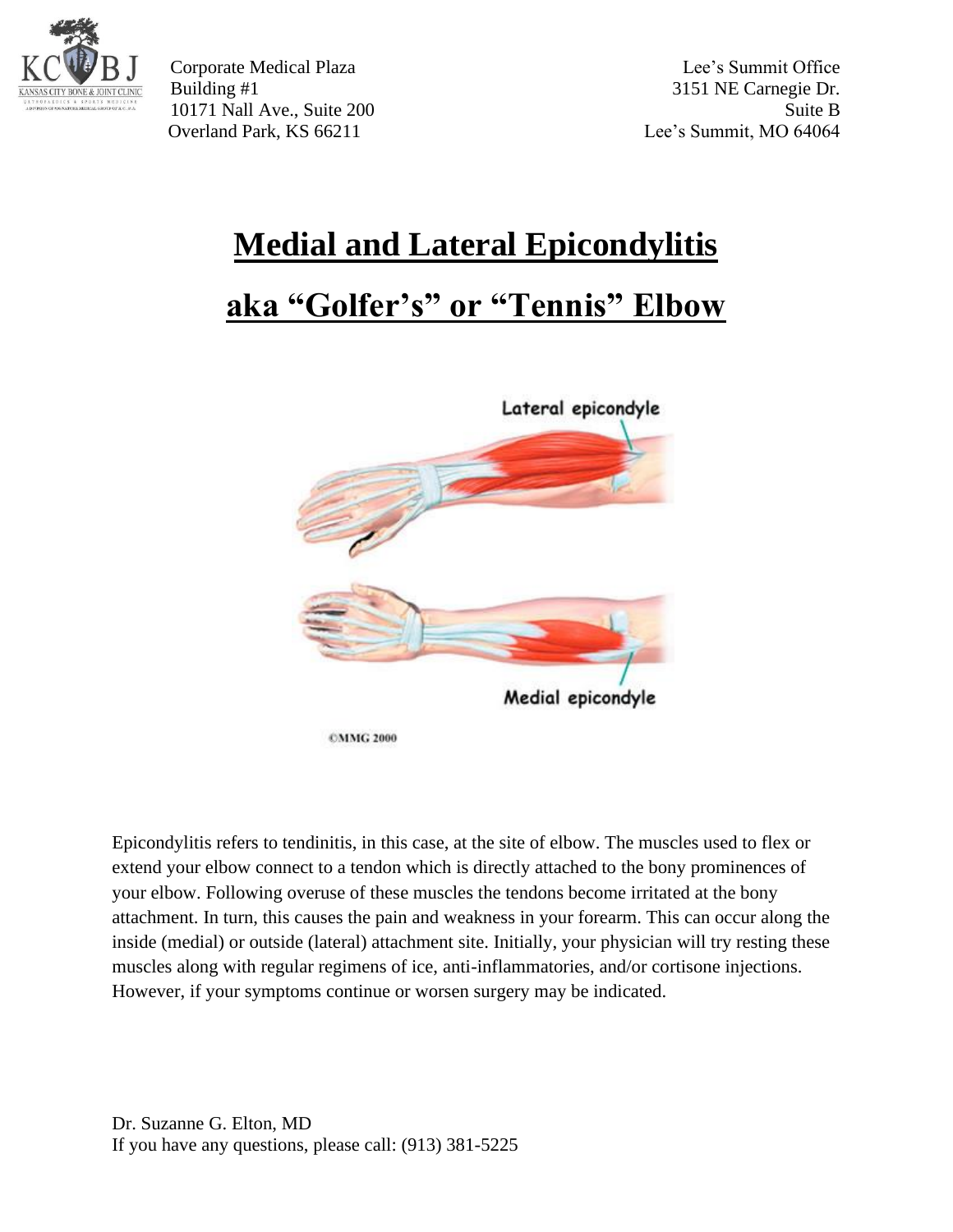Corporate Medical Plaza
Building #1
10171 Nall Ave., Suite 200
Overland Park, KS 66211

Lee's Summit Office
3151 NE Carnegie Dr.
Suite B
Lee's Summit, MO 64064

# Medial and Lateral Epicondylitis

# aka "Golfer's" or "Tennis" Elbow

Epicondylitis refers to tendinitis, in this case, at the site of elbow. The muscles used to flex or extend your elbow connect to a tendon which is directly attached to the bony prominences of your elbow. Following overuse of these muscles the tendons become irritated at the bony attachment. In turn, this causes the pain and weakness in your forearm. This can occur along the inside (medial) or outside (lateral) attachment site. Initially, your physician will try resting these muscles along with regular regimens of ice, anti-inflammatories, and/or cortisone injections. However, if your symptoms continue or worsen surgery may be indicated.

Dr. Suzanne G. Elton, MD
If you have any questions, please call: (913) 381-5225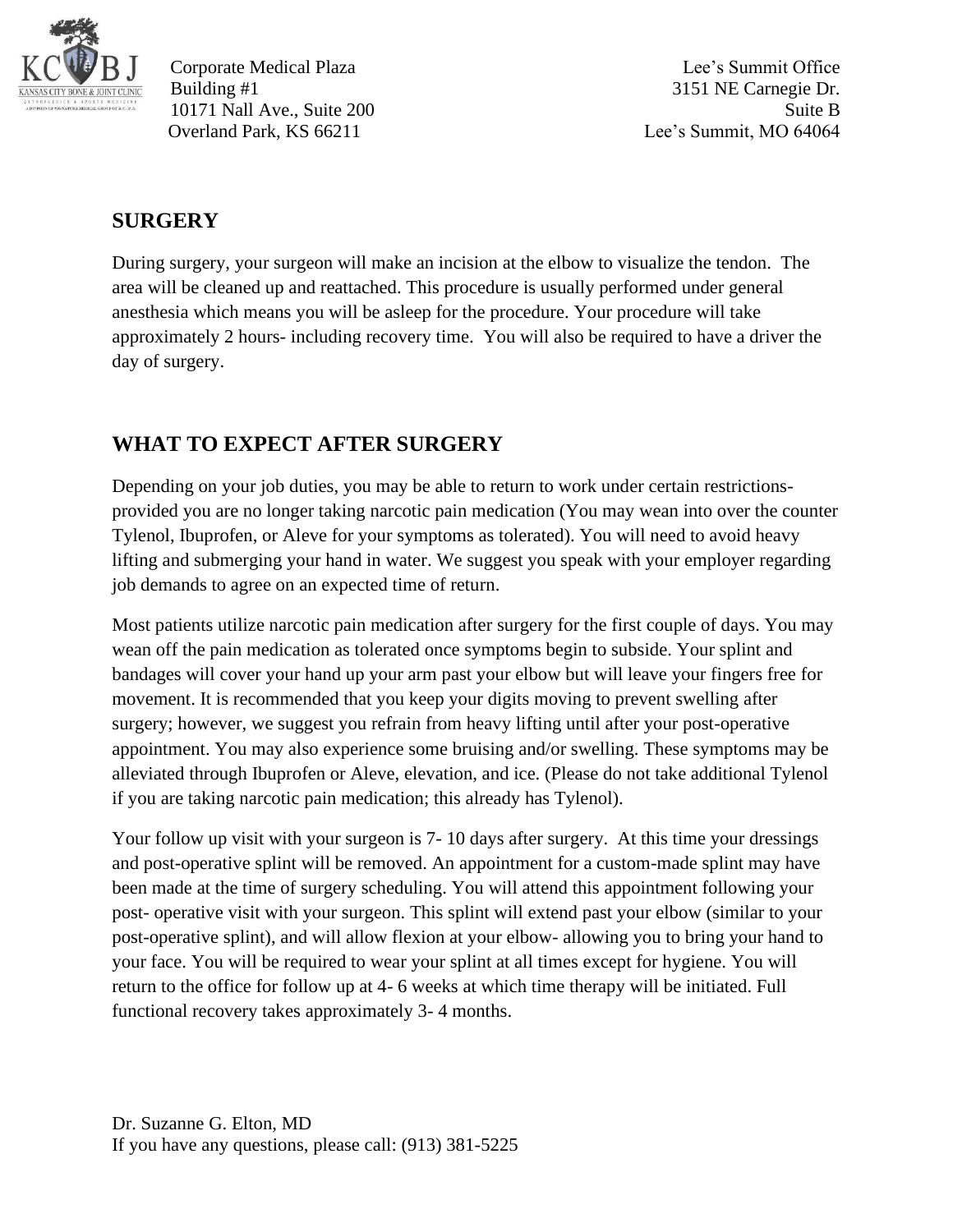## SURGERY

During surgery, your surgeon will make an incision at the elbow to visualize the tendon. The area will be cleaned up and reattached. This procedure is usually performed under general anesthesia which means you will be asleep for the procedure. Your procedure will take approximately 2 hours- including recovery time. You will also be required to have a driver the day of surgery.

## WHAT TO EXPECT AFTER SURGERY

Depending on your job duties, you may be able to return to work under certain restrictions- provided you are no longer taking narcotic pain medication (You may wean into over the counter Tylenol, Ibuprofen, or Aleve for your symptoms as tolerated). You will need to avoid heavy lifting and submerging your hand in water. We suggest you speak with your employer regarding job demands to agree on an expected time of return.

Most patients utilize narcotic pain medication after surgery for the first couple of days. You may wean off the pain medication as tolerated once symptoms begin to subside. Your splint and bandages will cover your hand up your arm past your elbow but will leave your fingers free for movement. It is recommended that you keep your digits moving to prevent swelling after surgery; however, we suggest you refrain from heavy lifting until after your post-operative appointment. You may also experience some bruising and/or swelling. These symptoms may be alleviated through Ibuprofen or Aleve, elevation, and ice. (Please do not take additional Tylenol if you are taking narcotic pain medication; this already has Tylenol).

Your follow up visit with your surgeon is 7- 10 days after surgery. At this time your dressings and post-operative splint will be removed. An appointment for a custom-made splint may have been made at the time of surgery scheduling. You will attend this appointment following your post- operative visit with your surgeon. This splint will extend past your elbow (similar to your post-operative splint), and will allow flexion at your elbow- allowing you to bring your hand to your face. You will be required to wear your splint at all times except for hygiene. You will return to the office for follow up at 4- 6 weeks at which time therapy will be initiated. Full functional recovery takes approximately 3- 4 months.

Dr. Suzanne G. Elton, MD
If you have any questions, please call: (913) 381-5225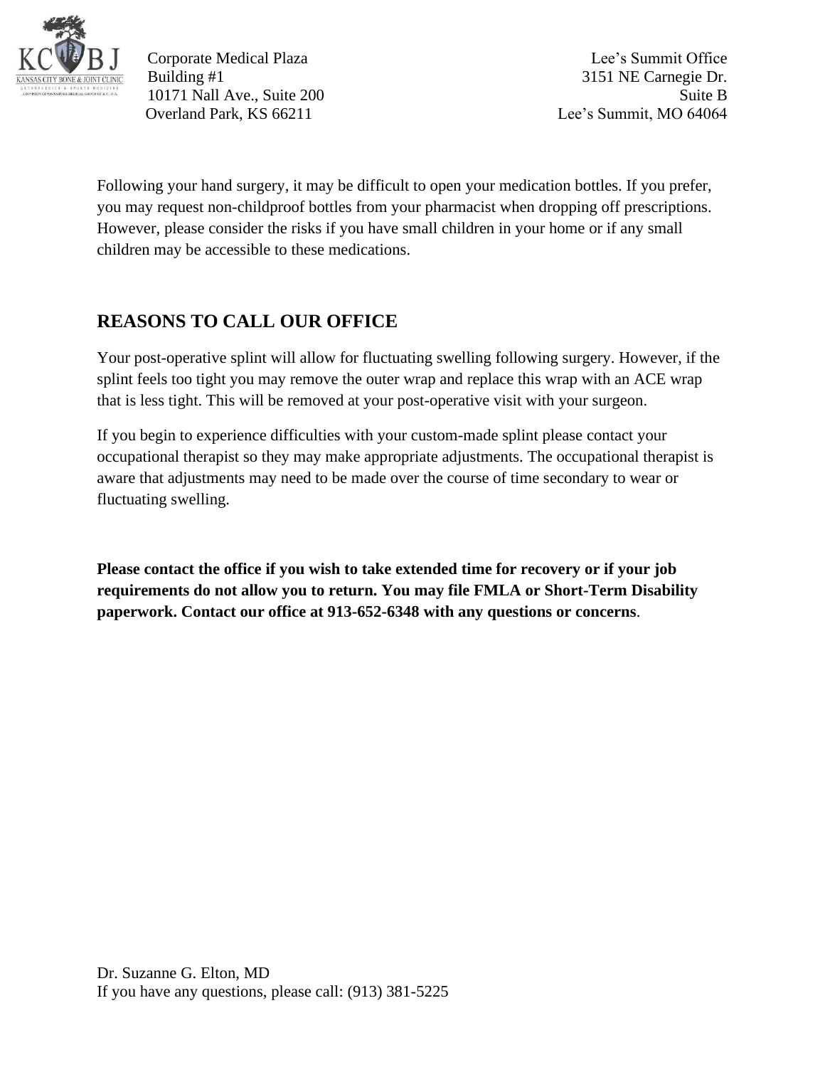Corporate Medical Plaza
Building #1
10171 Nall Ave., Suite 200
Overland Park, KS 66211

Lee's Summit Office
3151 NE Carnegie Dr.
Suite B
Lee's Summit, MO 64064

Following your hand surgery, it may be difficult to open your medication bottles. If you prefer, you may request non-childproof bottles from your pharmacist when dropping off prescriptions. However, please consider the risks if you have small children in your home or if any small children may be accessible to these medications.

## REASONS TO CALL OUR OFFICE

Your post-operative splint will allow for fluctuating swelling following surgery. However, if the splint feels too tight you may remove the outer wrap and replace this wrap with an ACE wrap that is less tight. This will be removed at your post-operative visit with your surgeon.

If you begin to experience difficulties with your custom-made splint please contact your occupational therapist so they may make appropriate adjustments. The occupational therapist is aware that adjustments may need to be made over the course of time secondary to wear or fluctuating swelling.

**Please contact the office if you wish to take extended time for recovery or if your job requirements do not allow you to return. You may file FMLA or Short-Term Disability paperwork. Contact our office at 913-652-6348 with any questions or concerns**.

Dr. Suzanne G. Elton, MD
If you have any questions, please call: (913) 381-5225